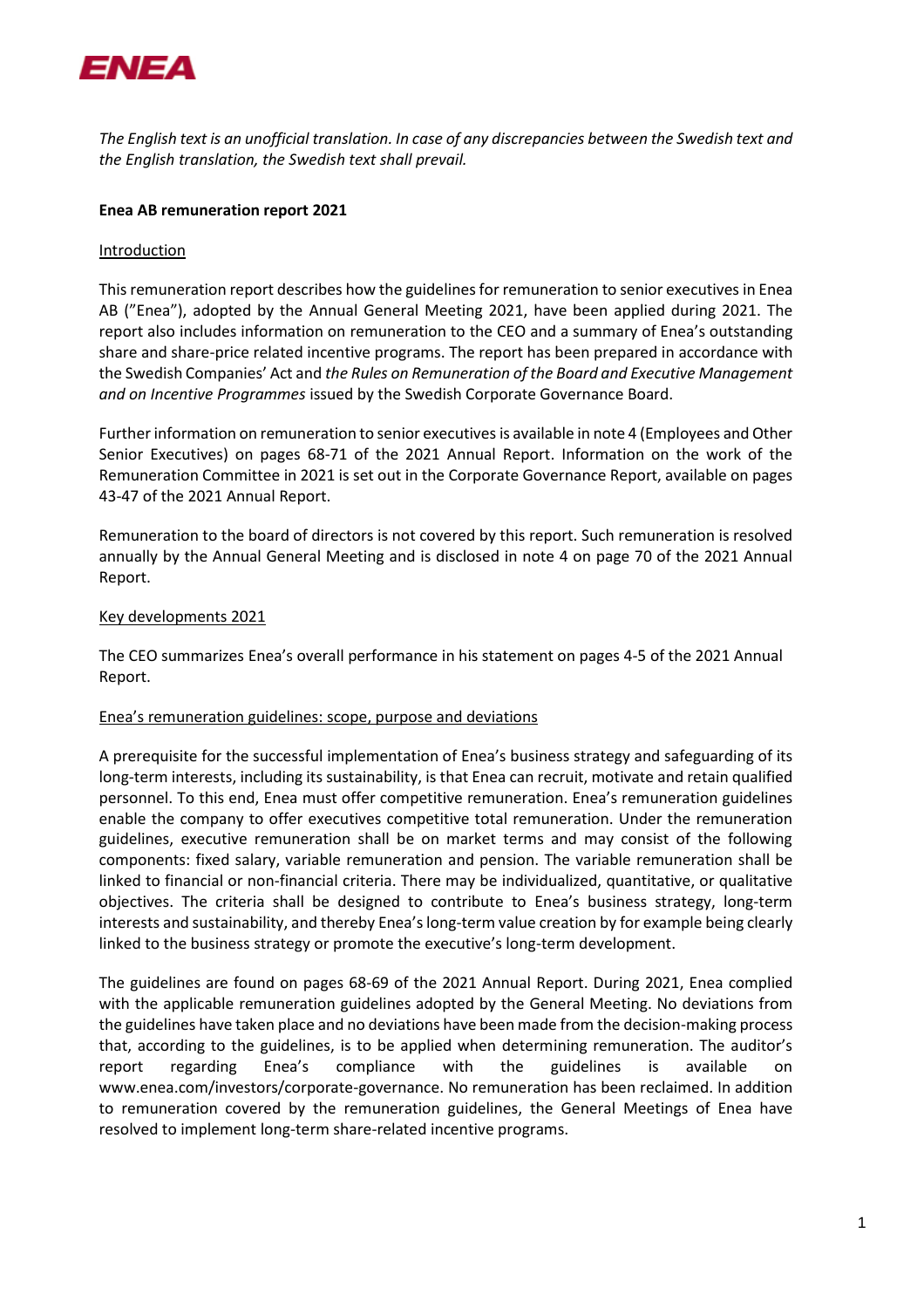*The English text is an unofficial translation. In case of any discrepancies between the Swedish text and the English translation, the Swedish text shall prevail.*

**Enea AB remuneration report 2021**

<u>Introduction</u>

This remuneration report describes how the guidelines for remuneration to senior executives in Enea AB ("Enea"), adopted by the Annual General Meeting 2021, have been applied during 2021. The report also includes information on remuneration to the CEO and a summary of Enea's outstanding share and share-price related incentive programs. The report has been prepared in accordance with the Swedish Companies' Act and *the Rules on Remuneration of the Board and Executive Management and on Incentive Programmes* issued by the Swedish Corporate Governance Board.

Further information on remuneration to senior executives is available in note 4 (Employees and Other Senior Executives) on pages 68-71 of the 2021 Annual Report. Information on the work of the Remuneration Committee in 2021 is set out in the Corporate Governance Report, available on pages 43-47 of the 2021 Annual Report.

Remuneration to the board of directors is not covered by this report. Such remuneration is resolved annually by the Annual General Meeting and is disclosed in note 4 on page 70 of the 2021 Annual Report.

<u>Key developments 2021</u>

The CEO summarizes Enea's overall performance in his statement on pages 4-5 of the 2021 Annual Report.

<u>Enea's remuneration guidelines: scope, purpose and deviations</u>

A prerequisite for the successful implementation of Enea's business strategy and safeguarding of its long-term interests, including its sustainability, is that Enea can recruit, motivate and retain qualified personnel. To this end, Enea must offer competitive remuneration. Enea's remuneration guidelines enable the company to offer executives competitive total remuneration. Under the remuneration guidelines, executive remuneration shall be on market terms and may consist of the following components: fixed salary, variable remuneration and pension. The variable remuneration shall be linked to financial or non-financial criteria. There may be individualized, quantitative, or qualitative objectives. The criteria shall be designed to contribute to Enea's business strategy, long-term interests and sustainability, and thereby Enea's long-term value creation by for example being clearly linked to the business strategy or promote the executive's long-term development.

The guidelines are found on pages 68-69 of the 2021 Annual Report. During 2021, Enea complied with the applicable remuneration guidelines adopted by the General Meeting. No deviations from the guidelines have taken place and no deviations have been made from the decision-making process that, according to the guidelines, is to be applied when determining remuneration. The auditor's report regarding Enea's compliance with the guidelines is available on www.enea.com/investors/corporate-governance. No remuneration has been reclaimed. In addition to remuneration covered by the remuneration guidelines, the General Meetings of Enea have resolved to implement long-term share-related incentive programs.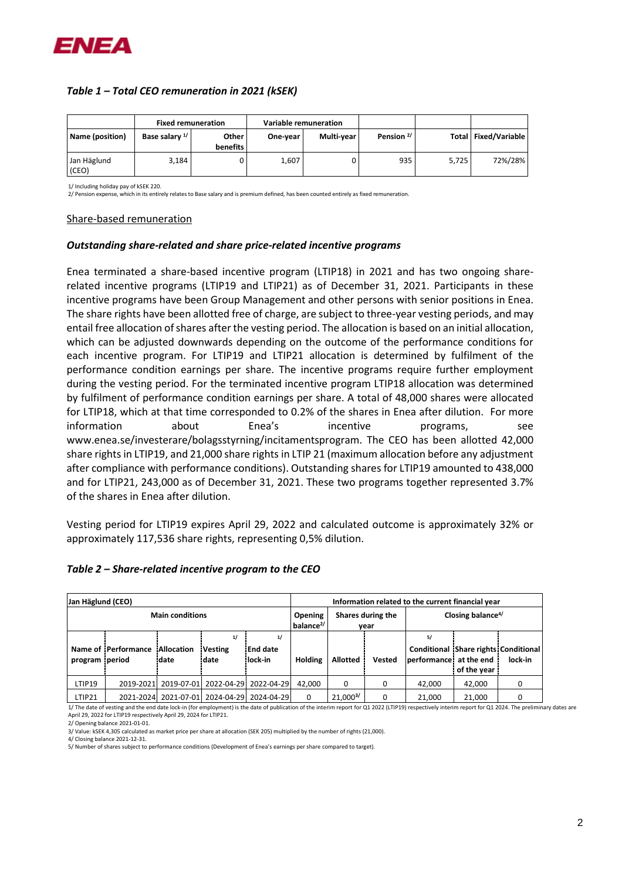### *Table 1 – Total CEO remuneration in 2021 (kSEK)*

| | Fixed remuneration | | Variable remuneration | | | | |
|---|---|---|---|---|---|---|---|
| Name (position) | Base salary [1/] | Other benefits | One-year | Multi-year | Pension [2/] | Total | Fixed/Variable |
| Jan Häglund (CEO) | 3,184 | 0 | 1,607 | 0 | 935 | 5,725 | 72%/28% |

1/ Including holiday pay of kSEK 220.
2/ Pension expense, which in its entirely relates to Base salary and is premium defined, has been counted entirely as fixed remuneration.

## Share-based remuneration

### *Outstanding share-related and share price-related incentive programs*

Enea terminated a share-based incentive program (LTIP18) in 2021 and has two ongoing share-related incentive programs (LTIP19 and LTIP21) as of December 31, 2021. Participants in these incentive programs have been Group Management and other persons with senior positions in Enea. The share rights have been allotted free of charge, are subject to three-year vesting periods, and may entail free allocation of shares after the vesting period. The allocation is based on an initial allocation, which can be adjusted downwards depending on the outcome of the performance conditions for each incentive program. For LTIP19 and LTIP21 allocation is determined by fulfilment of the performance condition earnings per share. The incentive programs require further employment during the vesting period. For the terminated incentive program LTIP18 allocation was determined by fulfilment of performance condition earnings per share. A total of 48,000 shares were allocated for LTIP18, which at that time corresponded to 0.2% of the shares in Enea after dilution. For more information about Enea's incentive programs, see www.enea.se/investerare/bolagsstyrning/incitamentsprogram. The CEO has been allotted 42,000 share rights in LTIP19, and 21,000 share rights in LTIP 21 (maximum allocation before any adjustment after compliance with performance conditions). Outstanding shares for LTIP19 amounted to 438,000 and for LTIP21, 243,000 as of December 31, 2021. These two programs together represented 3.7% of the shares in Enea after dilution.

Vesting period for LTIP19 expires April 29, 2022 and calculated outcome is approximately 32% or approximately 117,536 share rights, representing 0,5% dilution.

### *Table 2 – Share-related incentive program to the CEO*

| Jan Häglund (CEO) | | | | | Information related to the current financial year | | | | | |
|---|---|---|---|---|---|---|---|---|---|---|
| Main conditions | | | | | Opening balance[2/] | Shares during the year | | Closing balance[4/] | | |
| Name of program | Performance period | Allocation date | Vesting date [1/] | End date lock-in [1/] | Holding | Allotted | Vested | Conditional performance [5/] | Share rights at the end of the year | Conditional lock-in |
| LTIP19 | 2019-2021 | 2019-07-01 | 2022-04-29 | 2022-04-29 | 42,000 | 0 | 0 | 42,000 | 42,000 | 0 |
| LTIP21 | 2021-2024 | 2021-07-01 | 2024-04-29 | 2024-04-29 | 0 | 21,000[3/] | 0 | 21,000 | 21,000 | 0 |

1/ The date of vesting and the end date lock-in (for employment) is the date of publication of the interim report for Q1 2022 (LTIP19) respectively interim report for Q1 2024. The preliminary dates are April 29, 2022 for LTIP19 respectively April 29, 2024 for LTIP21.
2/ Opening balance 2021-01-01.
3/ Value: kSEK 4,305 calculated as market price per share at allocation (SEK 205) multiplied by the number of rights (21,000).
4/ Closing balance 2021-12-31.
5/ Number of shares subject to performance conditions (Development of Enea's earnings per share compared to target).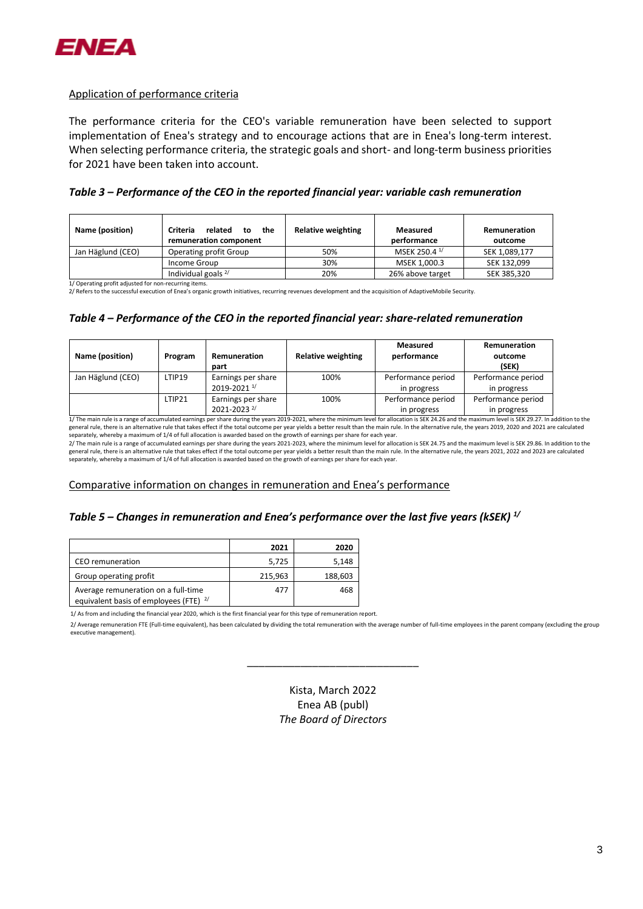## Application of performance criteria

The performance criteria for the CEO's variable remuneration have been selected to support implementation of Enea's strategy and to encourage actions that are in Enea's long-term interest. When selecting performance criteria, the strategic goals and short- and long-term business priorities for 2021 have been taken into account.

### *Table 3 – Performance of the CEO in the reported financial year: variable cash remuneration*

| Name (position) | Criteria related to the remuneration component | Relative weighting | Measured performance | Remuneration outcome |
|---|---|---|---|---|
| Jan Häglund (CEO) | Operating profit Group | 50% | MSEK 250.4 [1/] | SEK 1,089,177 |
| | Income Group | 30% | MSEK 1,000.3 | SEK 132,099 |
| | Individual goals [2/] | 20% | 26% above target | SEK 385,320 |

1/ Operating profit adjusted for non-recurring items.

2/ Refers to the successful execution of Enea's organic growth initiatives, recurring revenues development and the acquisition of AdaptiveMobile Security.

### *Table 4 – Performance of the CEO in the reported financial year: share-related remuneration*

| Name (position) | Program | Remuneration part | Relative weighting | Measured performance | Remuneration outcome (SEK) |
|---|---|---|---|---|---|
| Jan Häglund (CEO) | LTIP19 | Earnings per share 2019-2021 [1/] | 100% | Performance period in progress | Performance period in progress |
| | LTIP21 | Earnings per share 2021-2023 [2/] | 100% | Performance period in progress | Performance period in progress |

1/ The main rule is a range of accumulated earnings per share during the years 2019-2021, where the minimum level for allocation is SEK 24.26 and the maximum level is SEK 29.27. In addition to the general rule, there is an alternative rule that takes effect if the total outcome per year yields a better result than the main rule. In the alternative rule, the years 2019, 2020 and 2021 are calculated separately, whereby a maximum of 1/4 of full allocation is awarded based on the growth of earnings per share for each year.

2/ The main rule is a range of accumulated earnings per share during the years 2021-2023, where the minimum level for allocation is SEK 24.75 and the maximum level is SEK 29.86. In addition to the general rule, there is an alternative rule that takes effect if the total outcome per year yields a better result than the main rule. In the alternative rule, the years 2021, 2022 and 2023 are calculated separately, whereby a maximum of 1/4 of full allocation is awarded based on the growth of earnings per share for each year.

## Comparative information on changes in remuneration and Enea's performance

### *Table 5 – Changes in remuneration and Enea's performance over the last five years (kSEK) [1/]*

| | 2021 | 2020 |
|---|---|---|
| CEO remuneration | 5,725 | 5,148 |
| Group operating profit | 215,963 | 188,603 |
| Average remuneration on a full-time equivalent basis of employees (FTE) [2/] | 477 | 468 |

1/ As from and including the financial year 2020, which is the first financial year for this type of remuneration report.

2/ Average remuneration FTE (Full-time equivalent), has been calculated by dividing the total remuneration with the average number of full-time employees in the parent company (excluding the group executive management).

Kista, March 2022
Enea AB (publ)
*The Board of Directors*